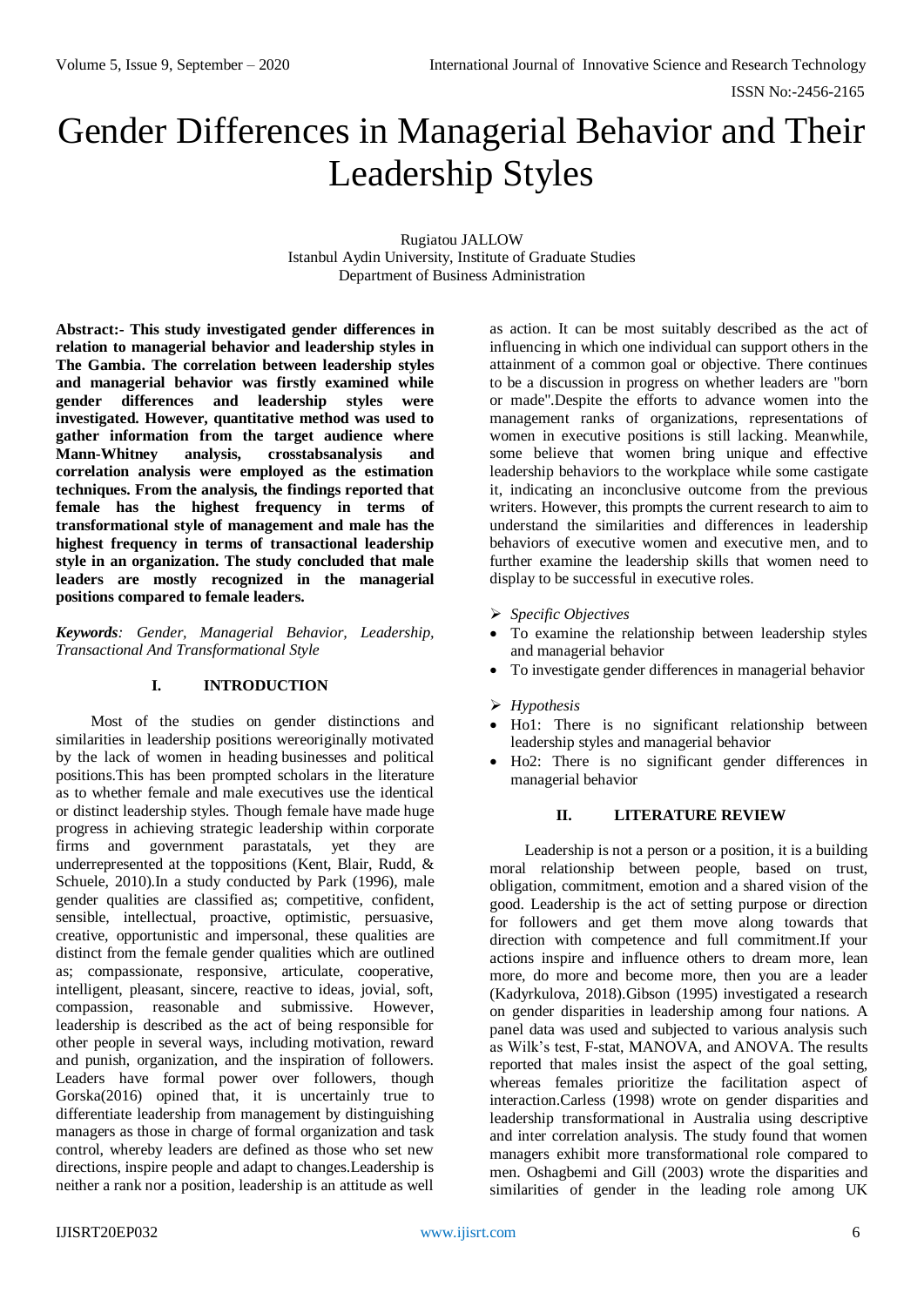# Gender Differences in Managerial Behavior and Their Leadership Styles

Rugiatou JALLOW
Istanbul Aydin University, Institute of Graduate Studies
Department of Business Administration

**Abstract:- This study investigated gender differences in relation to managerial behavior and leadership styles in The Gambia. The correlation between leadership styles and managerial behavior was firstly examined while gender differences and leadership styles were investigated. However, quantitative method was used to gather information from the target audience where Mann-Whitney analysis, crosstabsanalysis and correlation analysis were employed as the estimation techniques. From the analysis, the findings reported that female has the highest frequency in terms of transformational style of management and male has the highest frequency in terms of transactional leadership style in an organization. The study concluded that male leaders are mostly recognized in the managerial positions compared to female leaders.**

***Keywords**: Gender, Managerial Behavior, Leadership, Transactional And Transformational Style*

## I. INTRODUCTION

Most of the studies on gender distinctions and similarities in leadership positions wereoriginally motivated by the lack of women in heading businesses and political positions.This has been prompted scholars in the literature as to whether female and male executives use the identical or distinct leadership styles. Though female have made huge progress in achieving strategic leadership within corporate firms and government parastatals, yet they are underrepresented at the toppositions (Kent, Blair, Rudd, & Schuele, 2010).In a study conducted by Park (1996), male gender qualities are classified as; competitive, confident, sensible, intellectual, proactive, optimistic, persuasive, creative, opportunistic and impersonal, these qualities are distinct from the female gender qualities which are outlined as; compassionate, responsive, articulate, cooperative, intelligent, pleasant, sincere, reactive to ideas, jovial, soft, compassion, reasonable and submissive. However, leadership is described as the act of being responsible for other people in several ways, including motivation, reward and punish, organization, and the inspiration of followers. Leaders have formal power over followers, though Gorska(2016) opined that, it is uncertainly true to differentiate leadership from management by distinguishing managers as those in charge of formal organization and task control, whereby leaders are defined as those who set new directions, inspire people and adapt to changes.Leadership is neither a rank nor a position, leadership is an attitude as well as action. It can be most suitably described as the act of influencing in which one individual can support others in the attainment of a common goal or objective. There continues to be a discussion in progress on whether leaders are "born or made".Despite the efforts to advance women into the management ranks of organizations, representations of women in executive positions is still lacking. Meanwhile, some believe that women bring unique and effective leadership behaviors to the workplace while some castigate it, indicating an inconclusive outcome from the previous writers. However, this prompts the current research to aim to understand the similarities and differences in leadership behaviors of executive women and executive men, and to further examine the leadership skills that women need to display to be successful in executive roles.

➢ *Specific Objectives*

- To examine the relationship between leadership styles and managerial behavior
- To investigate gender differences in managerial behavior

➢ *Hypothesis*

- Ho1: There is no significant relationship between leadership styles and managerial behavior
- Ho2: There is no significant gender differences in managerial behavior

## II. LITERATURE REVIEW

Leadership is not a person or a position, it is a building moral relationship between people, based on trust, obligation, commitment, emotion and a shared vision of the good. Leadership is the act of setting purpose or direction for followers and get them move along towards that direction with competence and full commitment.If your actions inspire and influence others to dream more, lean more, do more and become more, then you are a leader (Kadyrkulova, 2018).Gibson (1995) investigated a research on gender disparities in leadership among four nations. A panel data was used and subjected to various analysis such as Wilk's test, F-stat, MANOVA, and ANOVA. The results reported that males insist the aspect of the goal setting, whereas females prioritize the facilitation aspect of interaction.Carless (1998) wrote on gender disparities and leadership transformational in Australia using descriptive and inter correlation analysis. The study found that women managers exhibit more transformational role compared to men. Oshagbemi and Gill (2003) wrote the disparities and similarities of gender in the leading role among UK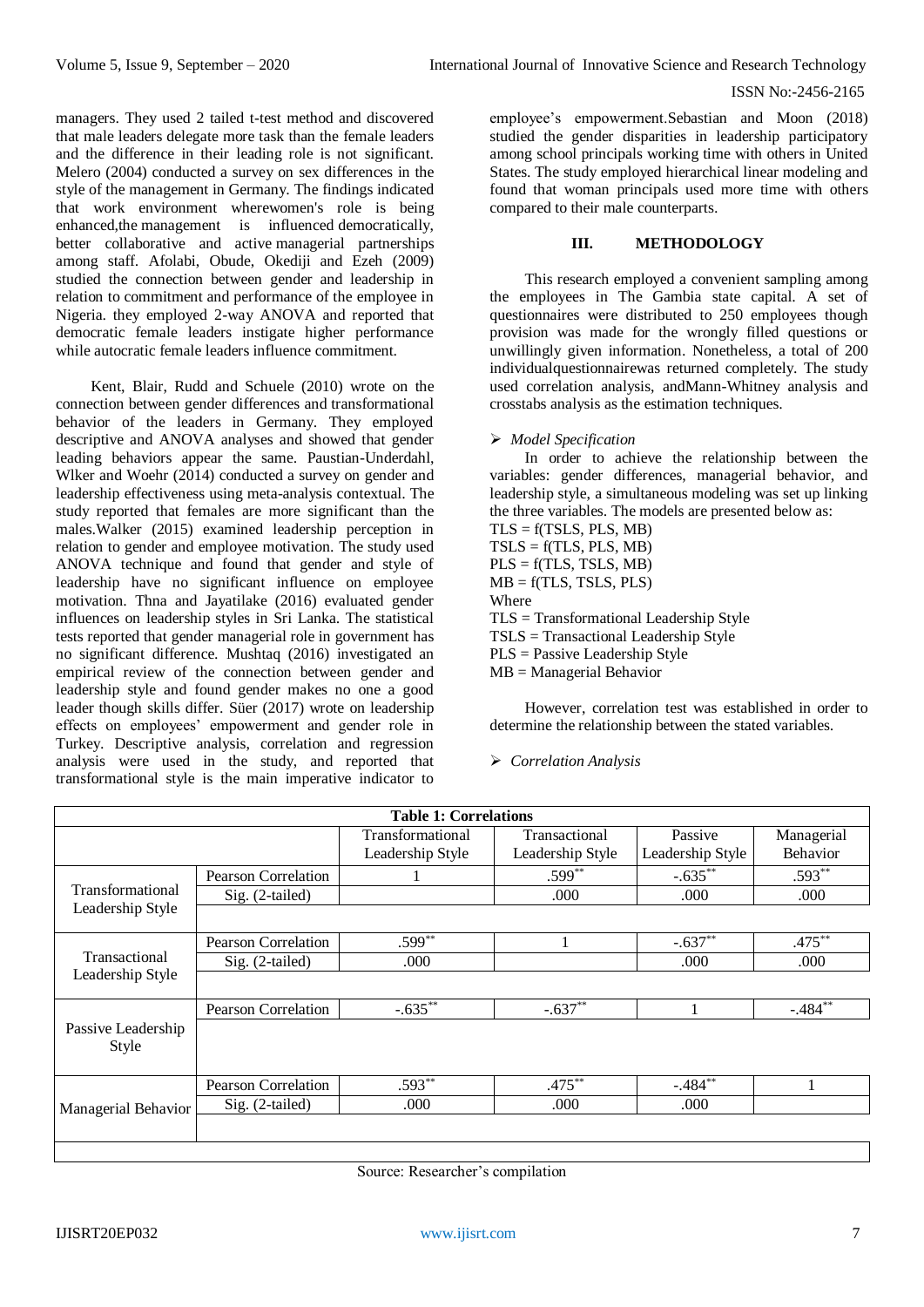managers. They used 2 tailed t-test method and discovered that male leaders delegate more task than the female leaders and the difference in their leading role is not significant. Melero (2004) conducted a survey on sex differences in the style of the management in Germany. The findings indicated that work environment wherewomen's role is being enhanced,the management is influenced democratically, better collaborative and active managerial partnerships among staff. Afolabi, Obude, Okediji and Ezeh (2009) studied the connection between gender and leadership in relation to commitment and performance of the employee in Nigeria. they employed 2-way ANOVA and reported that democratic female leaders instigate higher performance while autocratic female leaders influence commitment.

Kent, Blair, Rudd and Schuele (2010) wrote on the connection between gender differences and transformational behavior of the leaders in Germany. They employed descriptive and ANOVA analyses and showed that gender leading behaviors appear the same. Paustian-Underdahl, Wlker and Woehr (2014) conducted a survey on gender and leadership effectiveness using meta-analysis contextual. The study reported that females are more significant than the males.Walker (2015) examined leadership perception in relation to gender and employee motivation. The study used ANOVA technique and found that gender and style of leadership have no significant influence on employee motivation. Thna and Jayatilake (2016) evaluated gender influences on leadership styles in Sri Lanka. The statistical tests reported that gender managerial role in government has no significant difference. Mushtaq (2016) investigated an empirical review of the connection between gender and leadership style and found gender makes no one a good leader though skills differ. Süer (2017) wrote on leadership effects on employees' empowerment and gender role in Turkey. Descriptive analysis, correlation and regression analysis were used in the study, and reported that transformational style is the main imperative indicator to employee's empowerment.Sebastian and Moon (2018) studied the gender disparities in leadership participatory among school principals working time with others in United States. The study employed hierarchical linear modeling and found that woman principals used more time with others compared to their male counterparts.

## III. METHODOLOGY

This research employed a convenient sampling among the employees in The Gambia state capital. A set of questionnaires were distributed to 250 employees though provision was made for the wrongly filled questions or unwillingly given information. Nonetheless, a total of 200 individualquestionnairewas returned completely. The study used correlation analysis, andMann-Whitney analysis and crosstabs analysis as the estimation techniques.

➢ *Model Specification*

In order to achieve the relationship between the variables: gender differences, managerial behavior, and leadership style, a simultaneous modeling was set up linking the three variables. The models are presented below as:

TLS = f(TSLS, PLS, MB)
TSLS = f(TLS, PLS, MB)
PLS = f(TLS, TSLS, MB)
MB = f(TLS, TSLS, PLS)

Where

TLS = Transformational Leadership Style
TSLS = Transactional Leadership Style
PLS = Passive Leadership Style
MB = Managerial Behavior

However, correlation test was established in order to determine the relationship between the stated variables.

➢ *Correlation Analysis*

**Table 1: Correlations**

| | | Transformational Leadership Style | Transactional Leadership Style | Passive Leadership Style | Managerial Behavior |
|---|---|---|---|---|---|
| Transformational Leadership Style | Pearson Correlation | 1 | .599** | -.635** | .593** |
| | Sig. (2-tailed) | | .000 | .000 | .000 |
| Transactional Leadership Style | Pearson Correlation | .599** | 1 | -.637** | .475** |
| | Sig. (2-tailed) | .000 | | .000 | .000 |
| Passive Leadership Style | Pearson Correlation | -.635** | -.637** | 1 | -.484** |
| Managerial Behavior | Pearson Correlation | .593** | .475** | -.484** | 1 |
| | Sig. (2-tailed) | .000 | .000 | .000 | |

Source: Researcher's compilation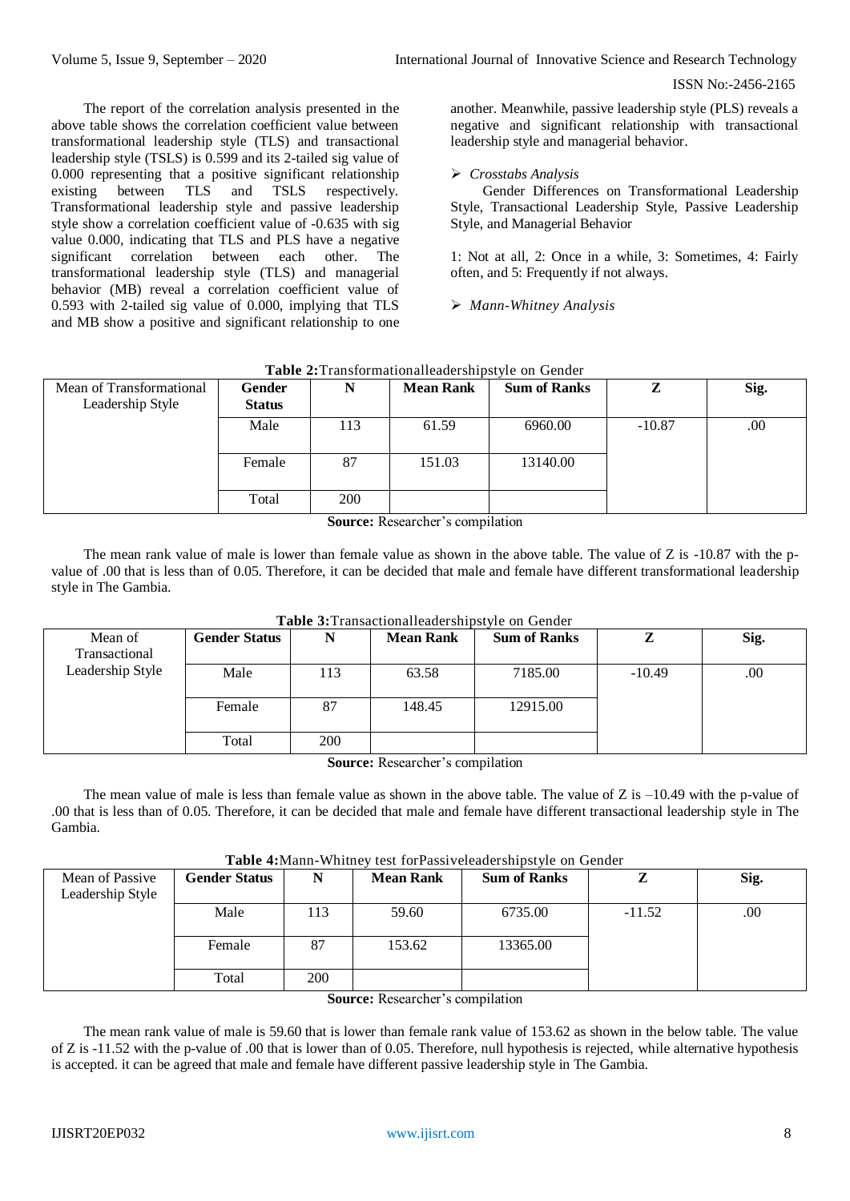The report of the correlation analysis presented in the above table shows the correlation coefficient value between transformational leadership style (TLS) and transactional leadership style (TSLS) is 0.599 and its 2-tailed sig value of 0.000 representing that a positive significant relationship existing between TLS and TSLS respectively. Transformational leadership style and passive leadership style show a correlation coefficient value of -0.635 with sig value 0.000, indicating that TLS and PLS have a negative significant correlation between each other. The transformational leadership style (TLS) and managerial behavior (MB) reveal a correlation coefficient value of 0.593 with 2-tailed sig value of 0.000, implying that TLS and MB show a positive and significant relationship to one another. Meanwhile, passive leadership style (PLS) reveals a negative and significant relationship with transactional leadership style and managerial behavior.

- *Crosstabs Analysis*

Gender Differences on Transformational Leadership Style, Transactional Leadership Style, Passive Leadership Style, and Managerial Behavior

1: Not at all, 2: Once in a while, 3: Sometimes, 4: Fairly often, and 5: Frequently if not always.

- *Mann-Whitney Analysis*

**Table 2:**Transformationalleadershipstyle on Gender

| Mean of Transformational Leadership Style | **Gender Status** | **N** | **Mean Rank** | **Sum of Ranks** | **Z** | **Sig.** |
|---|---|---|---|---|---|---|
| | Male | 113 | 61.59 | 6960.00 | -10.87 | .00 |
| | Female | 87 | 151.03 | 13140.00 | | |
| | Total | 200 | | | | |

**Source:** Researcher's compilation

The mean rank value of male is lower than female value as shown in the above table. The value of Z is -10.87 with the p-value of .00 that is less than of 0.05. Therefore, it can be decided that male and female have different transformational leadership style in The Gambia.

**Table 3:**Transactionalleadershipstyle on Gender

| Mean of Transactional Leadership Style | **Gender Status** | **N** | **Mean Rank** | **Sum of Ranks** | **Z** | **Sig.** |
|---|---|---|---|---|---|---|
| | Male | 113 | 63.58 | 7185.00 | -10.49 | .00 |
| | Female | 87 | 148.45 | 12915.00 | | |
| | Total | 200 | | | | |

**Source:** Researcher's compilation

The mean value of male is less than female value as shown in the above table. The value of Z is –10.49 with the p-value of .00 that is less than of 0.05. Therefore, it can be decided that male and female have different transactional leadership style in The Gambia.

**Table 4:**Mann-Whitney test forPassiveleadershipstyle on Gender

| Mean of Passive Leadership Style | **Gender Status** | **N** | **Mean Rank** | **Sum of Ranks** | **Z** | **Sig.** |
|---|---|---|---|---|---|---|
| | Male | 113 | 59.60 | 6735.00 | -11.52 | .00 |
| | Female | 87 | 153.62 | 13365.00 | | |
| | Total | 200 | | | | |

**Source:** Researcher's compilation

The mean rank value of male is 59.60 that is lower than female rank value of 153.62 as shown in the below table. The value of Z is -11.52 with the p-value of .00 that is lower than of 0.05. Therefore, null hypothesis is rejected, while alternative hypothesis is accepted. it can be agreed that male and female have different passive leadership style in The Gambia.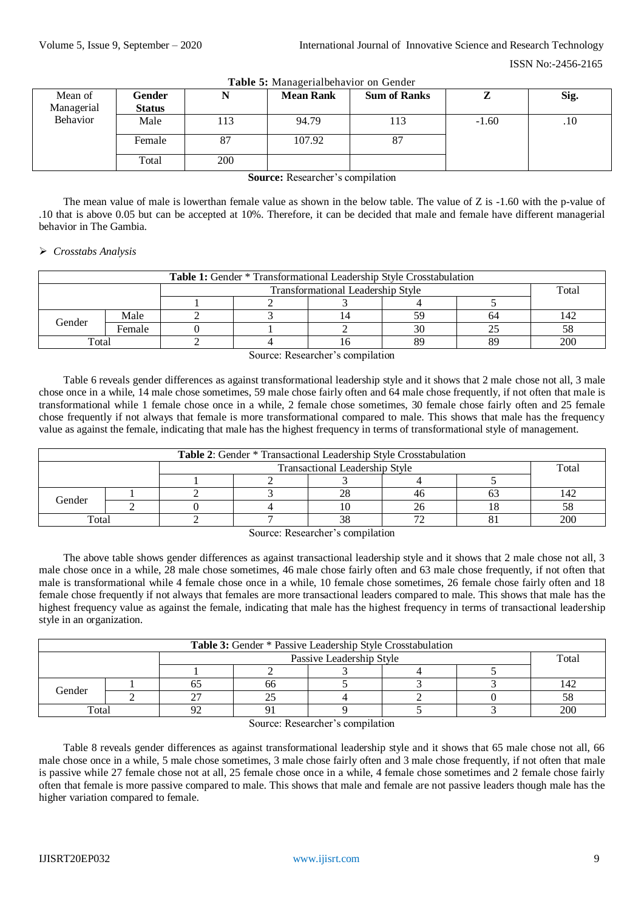**Table 5:** Managerialbehavior on Gender

| Mean of Managerial Behavior | Gender Status | N | Mean Rank | Sum of Ranks | Z | Sig. |
|---|---|---|---|---|---|---|
| | Male | 113 | 94.79 | 113 | -1.60 | .10 |
| | Female | 87 | 107.92 | 87 | | |
| | Total | 200 | | | | |

**Source:** Researcher's compilation

The mean value of male is lowerthan female value as shown in the below table. The value of Z is -1.60 with the p-value of .10 that is above 0.05 but can be accepted at 10%. Therefore, it can be decided that male and female have different managerial behavior in The Gambia.

- *Crosstabs Analysis*

**Table 1:** Gender * Transformational Leadership Style Crosstabulation

| | | Transformational Leadership Style | | | | | Total |
|---|---|---|---|---|---|---|---|
| | | 1 | 2 | 3 | 4 | 5 | |
| Gender | Male | 2 | 3 | 14 | 59 | 64 | 142 |
| | Female | 0 | 1 | 2 | 30 | 25 | 58 |
| Total | | 2 | 4 | 16 | 89 | 89 | 200 |

Source: Researcher's compilation

Table 6 reveals gender differences as against transformational leadership style and it shows that 2 male chose not all, 3 male chose once in a while, 14 male chose sometimes, 59 male chose fairly often and 64 male chose frequently, if not often that male is transformational while 1 female chose once in a while, 2 female chose sometimes, 30 female chose fairly often and 25 female chose frequently if not always that female is more transformational compared to male. This shows that male has the frequency value as against the female, indicating that male has the highest frequency in terms of transformational style of management.

**Table 2**: Gender * Transactional Leadership Style Crosstabulation

| | | Transactional Leadership Style | | | | | Total |
|---|---|---|---|---|---|---|---|
| | | 1 | 2 | 3 | 4 | 5 | |
| Gender | 1 | 2 | 3 | 28 | 46 | 63 | 142 |
| | 2 | 0 | 4 | 10 | 26 | 18 | 58 |
| Total | | 2 | 7 | 38 | 72 | 81 | 200 |

Source: Researcher's compilation

The above table shows gender differences as against transactional leadership style and it shows that 2 male chose not all, 3 male chose once in a while, 28 male chose sometimes, 46 male chose fairly often and 63 male chose frequently, if not often that male is transformational while 4 female chose once in a while, 10 female chose sometimes, 26 female chose fairly often and 18 female chose frequently if not always that females are more transactional leaders compared to male. This shows that male has the highest frequency value as against the female, indicating that male has the highest frequency in terms of transactional leadership style in an organization.

**Table 3:** Gender * Passive Leadership Style Crosstabulation

| | | Passive Leadership Style | | | | | Total |
|---|---|---|---|---|---|---|---|
| | | 1 | 2 | 3 | 4 | 5 | |
| Gender | 1 | 65 | 66 | 5 | 3 | 3 | 142 |
| | 2 | 27 | 25 | 4 | 2 | 0 | 58 |
| Total | | 92 | 91 | 9 | 5 | 3 | 200 |

Source: Researcher's compilation

Table 8 reveals gender differences as against transformational leadership style and it shows that 65 male chose not all, 66 male chose once in a while, 5 male chose sometimes, 3 male chose fairly often and 3 male chose frequently, if not often that male is passive while 27 female chose not at all, 25 female chose once in a while, 4 female chose sometimes and 2 female chose fairly often that female is more passive compared to male. This shows that male and female are not passive leaders though male has the higher variation compared to female.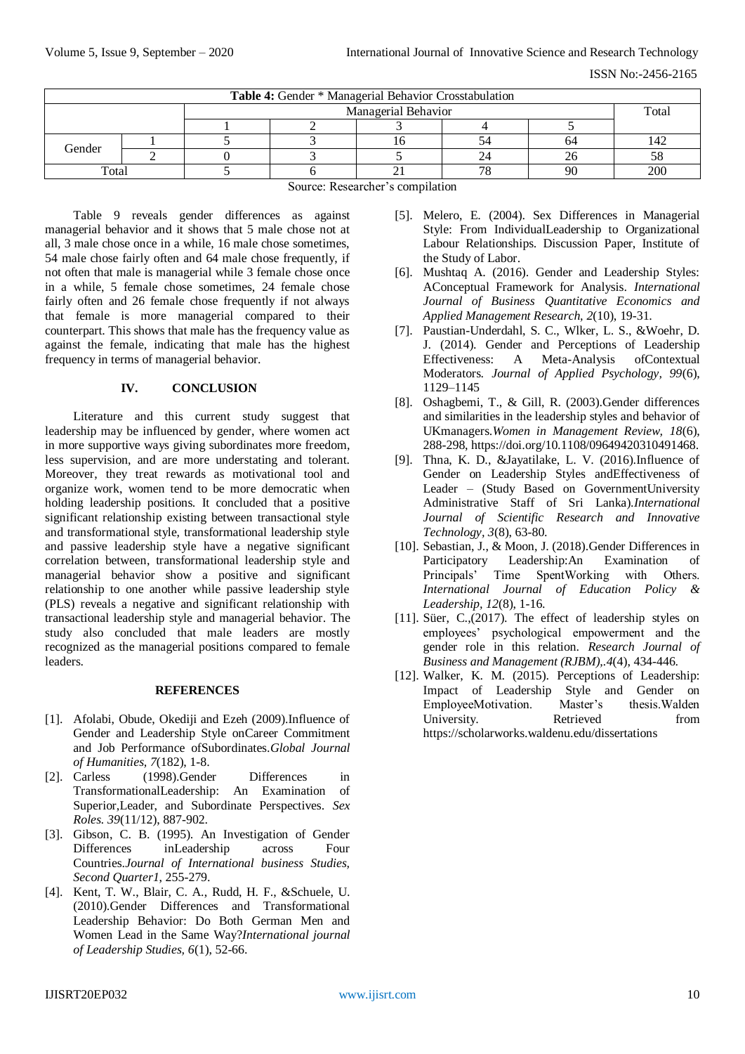**Table 4:** Gender * Managerial Behavior Crosstabulation

| | | Managerial Behavior | | | | | Total |
|---|---|---|---|---|---|---|---|
| | | 1 | 2 | 3 | 4 | 5 | |
| Gender | 1 | 5 | 3 | 16 | 54 | 64 | 142 |
| | 2 | 0 | 3 | 5 | 24 | 26 | 58 |
| Total | | 5 | 6 | 21 | 78 | 90 | 200 |

Source: Researcher's compilation

Table 9 reveals gender differences as against managerial behavior and it shows that 5 male chose not at all, 3 male chose once in a while, 16 male chose sometimes, 54 male chose fairly often and 64 male chose frequently, if not often that male is managerial while 3 female chose once in a while, 5 female chose sometimes, 24 female chose fairly often and 26 female chose frequently if not always that female is more managerial compared to their counterpart. This shows that male has the frequency value as against the female, indicating that male has the highest frequency in terms of managerial behavior.

## IV. CONCLUSION

Literature and this current study suggest that leadership may be influenced by gender, where women act in more supportive ways giving subordinates more freedom, less supervision, and are more understating and tolerant. Moreover, they treat rewards as motivational tool and organize work, women tend to be more democratic when holding leadership positions. It concluded that a positive significant relationship existing between transactional style and transformational style, transformational leadership style and passive leadership style have a negative significant correlation between, transformational leadership style and managerial behavior show a positive and significant relationship to one another while passive leadership style (PLS) reveals a negative and significant relationship with transactional leadership style and managerial behavior. The study also concluded that male leaders are mostly recognized as the managerial positions compared to female leaders.

## REFERENCES

[1]. Afolabi, Obude, Okediji and Ezeh (2009).Influence of Gender and Leadership Style onCareer Commitment and Job Performance ofSubordinates.*Global Journal of Humanities, 7*(182), 1-8.

[2]. Carless (1998).Gender Differences in TransformationalLeadership: An Examination of Superior,Leader, and Subordinate Perspectives. *Sex Roles. 39*(11/12), 887-902.

[3]. Gibson, C. B. (1995). An Investigation of Gender Differences inLeadership across Four Countries.*Journal of International business Studies, Second Quarter1*, 255-279.

[4]. Kent, T. W., Blair, C. A., Rudd, H. F., &Schuele, U. (2010).Gender Differences and Transformational Leadership Behavior: Do Both German Men and Women Lead in the Same Way?*International journal of Leadership Studies, 6*(1), 52-66.

[5]. Melero, E. (2004). Sex Differences in Managerial Style: From IndividualLeadership to Organizational Labour Relationships. Discussion Paper, Institute of the Study of Labor.

[6]. Mushtaq A. (2016). Gender and Leadership Styles: AConceptual Framework for Analysis. *International Journal of Business Quantitative Economics and Applied Management Research, 2*(10), 19-31.

[7]. Paustian-Underdahl, S. C., Wlker, L. S., &Woehr, D. J. (2014). Gender and Perceptions of Leadership Effectiveness: A Meta-Analysis ofContextual Moderators. *Journal of Applied Psychology, 99*(6), 1129–1145

[8]. Oshagbemi, T., & Gill, R. (2003).Gender differences and similarities in the leadership styles and behavior of UKmanagers.*Women in Management Review, 18*(6), 288-298, https://doi.org/10.1108/09649420310491468.

[9]. Thna, K. D., &Jayatilake, L. V. (2016).Influence of Gender on Leadership Styles andEffectiveness of Leader – (Study Based on GovernmentUniversity Administrative Staff of Sri Lanka).*International Journal of Scientific Research and Innovative Technology, 3*(8), 63-80.

[10]. Sebastian, J., & Moon, J. (2018).Gender Differences in Participatory Leadership:An Examination of Principals' Time SpentWorking with Others. *International Journal of Education Policy & Leadership, 12*(8), 1-16.

[11]. Süer, C.,(2017). The effect of leadership styles on employees' psychological empowerment and the gender role in this relation. *Research Journal of Business and Management (RJBM),.4*(4), 434-446.

[12]. Walker, K. M. (2015). Perceptions of Leadership: Impact of Leadership Style and Gender on EmployeeMotivation. Master's thesis.Walden University. Retrieved from https://scholarworks.waldenu.edu/dissertations